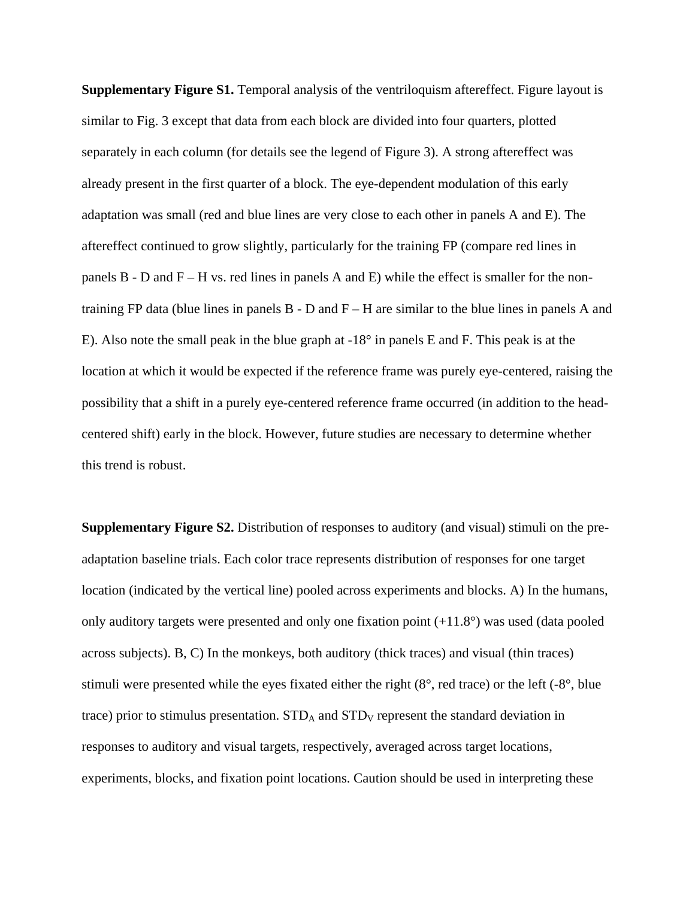**Supplementary Figure S1.** Temporal analysis of the ventriloquism aftereffect. Figure layout is similar to Fig. 3 except that data from each block are divided into four quarters, plotted separately in each column (for details see the legend of Figure 3). A strong aftereffect was already present in the first quarter of a block. The eye-dependent modulation of this early adaptation was small (red and blue lines are very close to each other in panels A and E). The aftereffect continued to grow slightly, particularly for the training FP (compare red lines in panels B - D and F – H vs. red lines in panels A and E) while the effect is smaller for the non-training FP data (blue lines in panels B - D and F – H are similar to the blue lines in panels A and E). Also note the small peak in the blue graph at -18° in panels E and F. This peak is at the location at which it would be expected if the reference frame was purely eye-centered, raising the possibility that a shift in a purely eye-centered reference frame occurred (in addition to the head-centered shift) early in the block. However, future studies are necessary to determine whether this trend is robust.

**Supplementary Figure S2.** Distribution of responses to auditory (and visual) stimuli on the pre-adaptation baseline trials. Each color trace represents distribution of responses for one target location (indicated by the vertical line) pooled across experiments and blocks. A) In the humans, only auditory targets were presented and only one fixation point (+11.8°) was used (data pooled across subjects). B, C) In the monkeys, both auditory (thick traces) and visual (thin traces) stimuli were presented while the eyes fixated either the right (8°, red trace) or the left (-8°, blue trace) prior to stimulus presentation. $STD_A$ and $STD_V$ represent the standard deviation in responses to auditory and visual targets, respectively, averaged across target locations, experiments, blocks, and fixation point locations. Caution should be used in interpreting these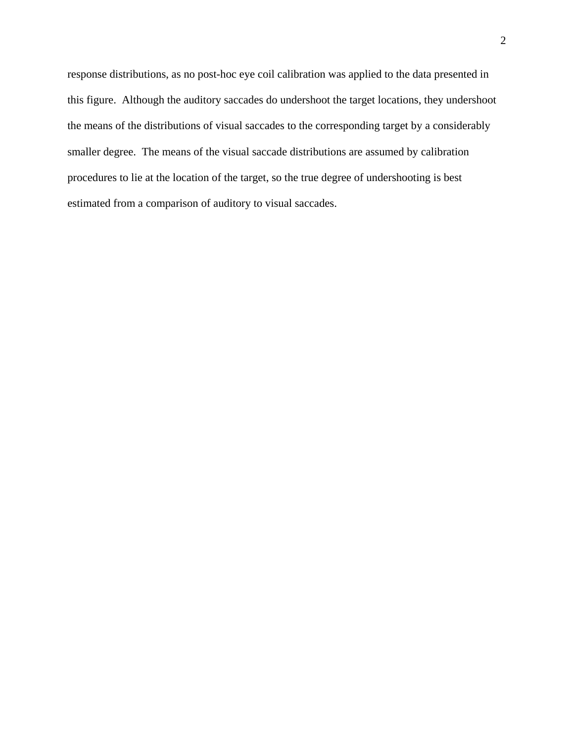response distributions, as no post-hoc eye coil calibration was applied to the data presented in this figure. Although the auditory saccades do undershoot the target locations, they undershoot the means of the distributions of visual saccades to the corresponding target by a considerably smaller degree. The means of the visual saccade distributions are assumed by calibration procedures to lie at the location of the target, so the true degree of undershooting is best estimated from a comparison of auditory to visual saccades.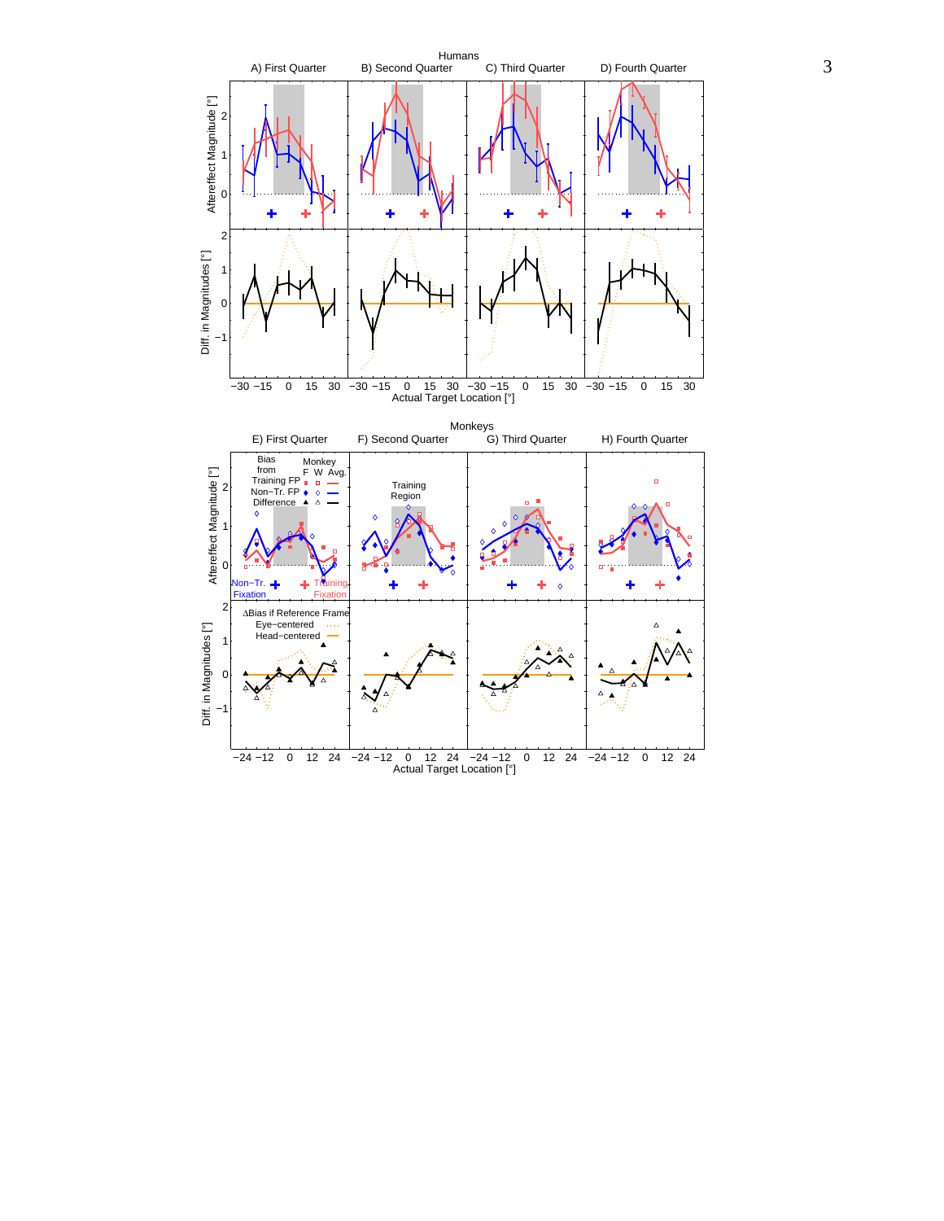Humans

A) First Quarter B) Second Quarter C) Third Quarter D) Fourth Quarter

Aftereffect Magnitude [°]

Diff. in Magnitudes [°]

Actual Target Location [°]

Monkeys

E) First Quarter F) Second Quarter G) Third Quarter H) Fourth Quarter

Bias from: Training FP, Non−Tr. FP, Difference

Monkey: F, W, Avg.

Training Region

Non−Tr. Fixation

Training Fixation

ΔBias if Reference Frame: Eye−centered, Head−centered

Aftereffect Magnitude [°]

Diff. in Magnitudes [°]

Actual Target Location [°]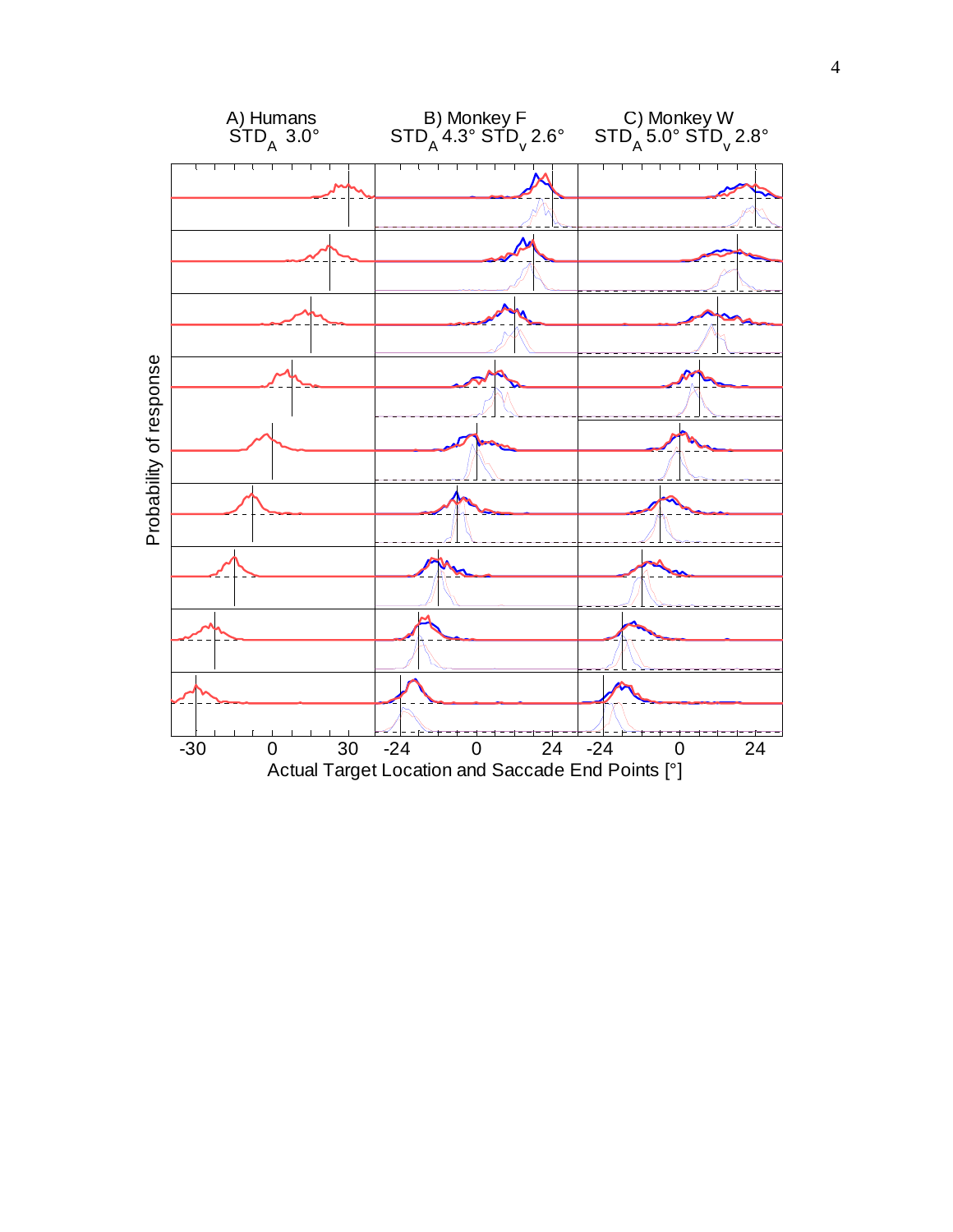A) Humans
$STD_A$ 3.0°

B) Monkey F
$STD_A$ 4.3° $STD_v$ 2.6°

C) Monkey W
$STD_A$ 5.0° $STD_v$ 2.8°

Probability of response

-30 0 30 -24 0 24 -24 0 24

Actual Target Location and Saccade End Points [°]